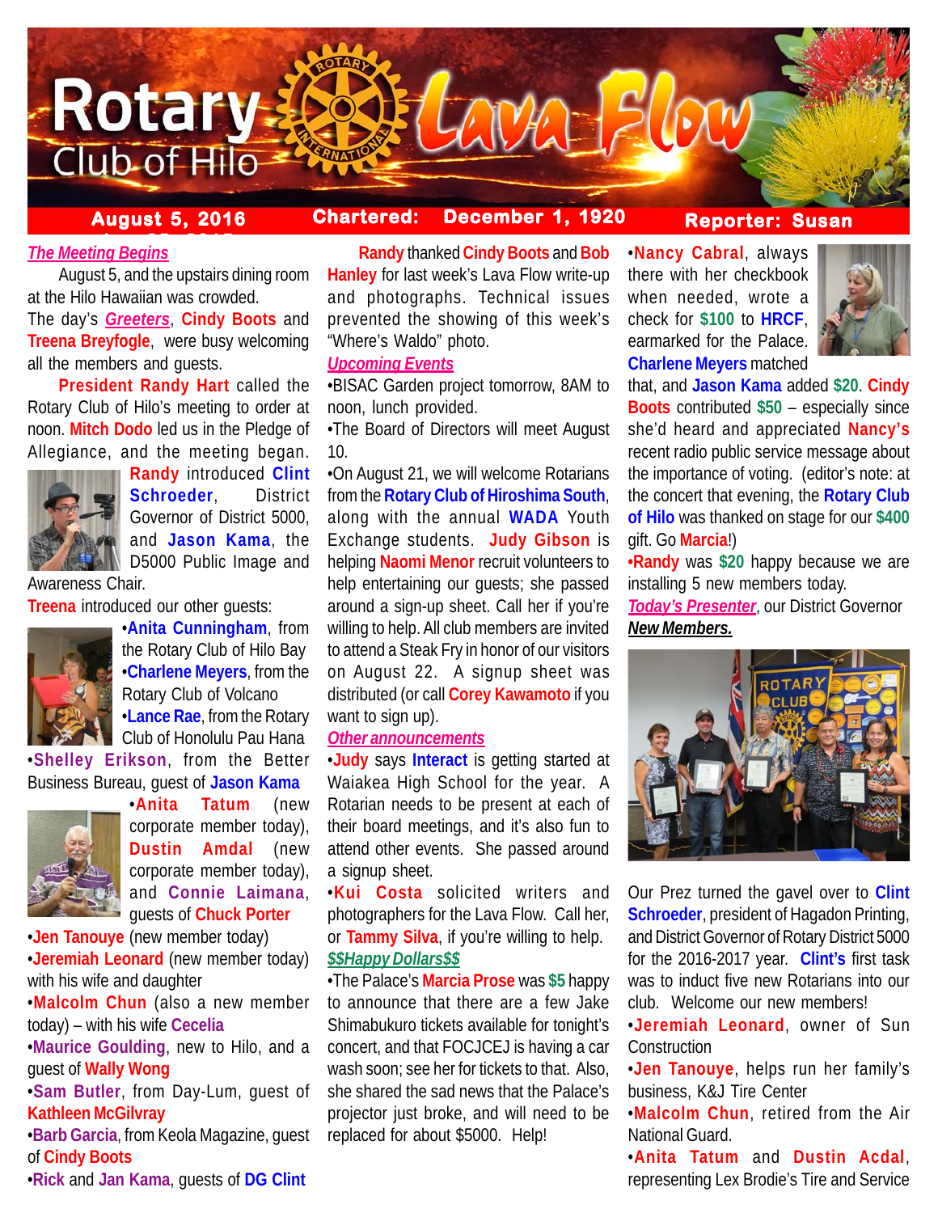# Rotary Club of Hilo Lava Flow

**August 5, 2016** | **Chartered: December 1, 1920** | **Reporter: Susan**

***The Meeting Begins***

August 5, and the upstairs dining room at the Hilo Hawaiian was crowded. The day's ***Greeters***, **Cindy Boots** and **Treena Breyfogle**, were busy welcoming all the members and guests.

**President Randy Hart** called the Rotary Club of Hilo's meeting to order at noon. **Mitch Dodo** led us in the Pledge of Allegiance, and the meeting began. **Randy** introduced **Clint Schroeder**, District Governor of District 5000, and **Jason Kama**, the D5000 Public Image and Awareness Chair.

**Treena** introduced our other guests:

- **Anita Cunningham**, from the Rotary Club of Hilo Bay
- **Charlene Meyers**, from the Rotary Club of Volcano
- **Lance Rae**, from the Rotary Club of Honolulu Pau Hana
- **Shelley Erikson**, from the Better Business Bureau, guest of **Jason Kama**
- **Anita Tatum** (new corporate member today), **Dustin Amdal** (new corporate member today), and **Connie Laimana**, guests of **Chuck Porter**
- **Jen Tanouye** (new member today)
- **Jeremiah Leonard** (new member today) with his wife and daughter
- **Malcolm Chun** (also a new member today) – with his wife **Cecelia**
- **Maurice Goulding**, new to Hilo, and a guest of **Wally Wong**
- **Sam Butler**, from Day-Lum, guest of **Kathleen McGilvray**
- **Barb Garcia**, from Keola Magazine, guest of **Cindy Boots**
- **Rick** and **Jan Kama**, guests of **DG Clint**

**Randy** thanked **Cindy Boots** and **Bob Hanley** for last week's Lava Flow write-up and photographs. Technical issues prevented the showing of this week's "Where's Waldo" photo.

***Upcoming Events***

- BISAC Garden project tomorrow, 8AM to noon, lunch provided.
- The Board of Directors will meet August 10.
- On August 21, we will welcome Rotarians from the **Rotary Club of Hiroshima South**, along with the annual **WADA** Youth Exchange students. **Judy Gibson** is helping **Naomi Menor** recruit volunteers to help entertaining our guests; she passed around a sign-up sheet. Call her if you're willing to help. All club members are invited to attend a Steak Fry in honor of our visitors on August 22. A signup sheet was distributed (or call **Corey Kawamoto** if you want to sign up).

***Other announcements***

- **Judy** says **Interact** is getting started at Waiakea High School for the year. A Rotarian needs to be present at each of their board meetings, and it's also fun to attend other events. She passed around a signup sheet.
- **Kui Costa** solicited writers and photographers for the Lava Flow. Call her, or **Tammy Silva**, if you're willing to help.

***$$Happy Dollars$$***

- The Palace's **Marcia Prose** was **$5** happy to announce that there are a few Jake Shimabukuro tickets available for tonight's concert, and that FOCJCEJ is having a car wash soon; see her for tickets to that. Also, she shared the sad news that the Palace's projector just broke, and will need to be replaced for about $5000. Help!
- **Nancy Cabral**, always there with her checkbook when needed, wrote a check for **$100** to **HRCF**, earmarked for the Palace. **Charlene Meyers** matched that, and **Jason Kama** added **$20**. **Cindy Boots** contributed **$50** – especially since she'd heard and appreciated **Nancy's** recent radio public service message about the importance of voting. (editor's note: at the concert that evening, the **Rotary Club of Hilo** was thanked on stage for our **$400** gift. Go **Marcia**!)
- **Randy** was **$20** happy because we are installing 5 new members today.

***Today's Presenter***, our District Governor

***New Members.***

Our Prez turned the gavel over to **Clint Schroeder**, president of Hagadon Printing, and District Governor of Rotary District 5000 for the 2016-2017 year. **Clint's** first task was to induct five new Rotarians into our club. Welcome our new members!

- **Jeremiah Leonard**, owner of Sun Construction
- **Jen Tanouye**, helps run her family's business, K&J Tire Center
- **Malcolm Chun**, retired from the Air National Guard.
- **Anita Tatum** and **Dustin Acdal**, representing Lex Brodie's Tire and Service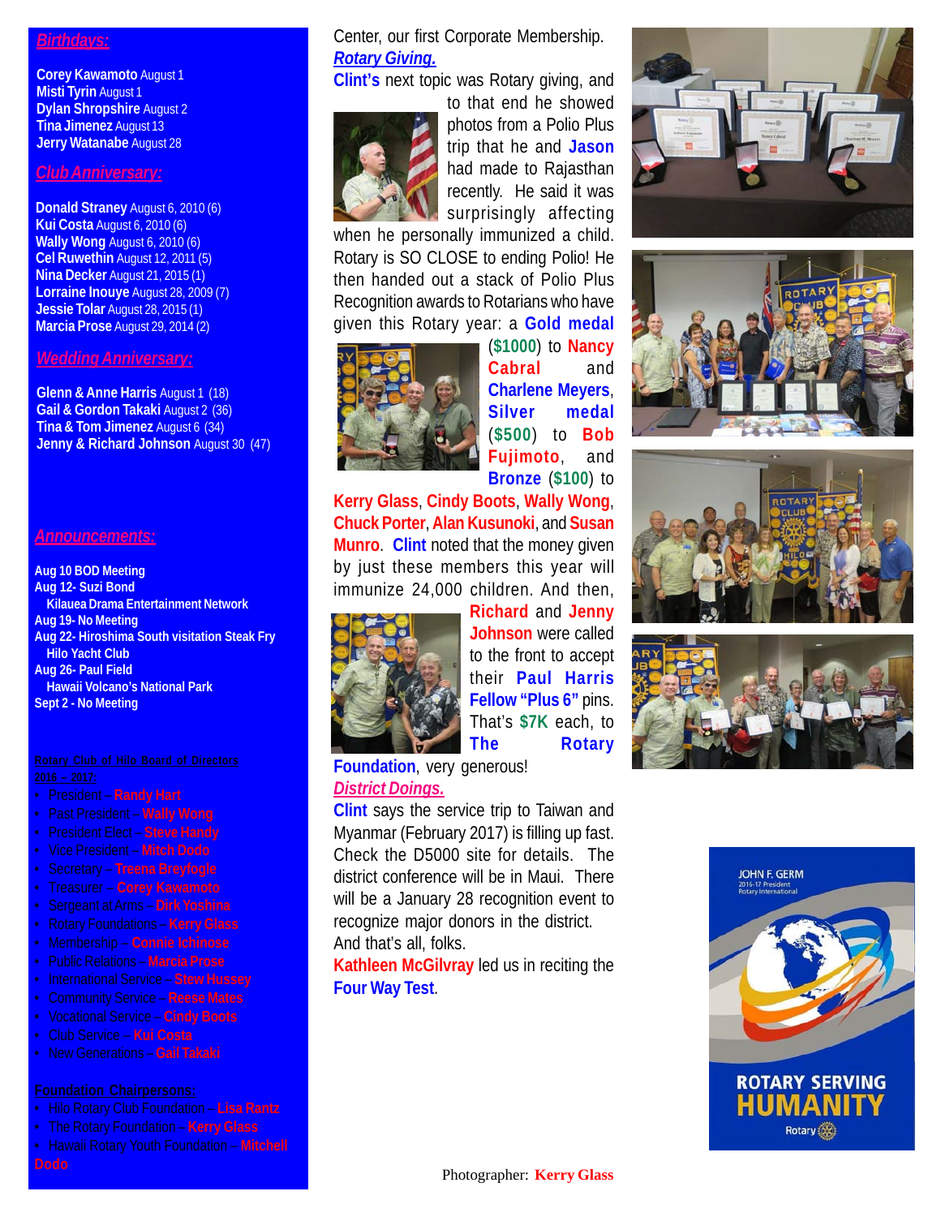## *Birthdays:*

**Corey Kawamoto** August 1
**Misti Tyrin** August 1
**Dylan Shropshire** August 2
**Tina Jimenez** August 13
**Jerry Watanabe** August 28

## *Club Anniversary:*

**Donald Straney** August 6, 2010 (6)
**Kui Costa** August 6, 2010 (6)
**Wally Wong** August 6, 2010 (6)
**Cel Ruwethin** August 12, 2011 (5)
**Nina Decker** August 21, 2015 (1)
**Lorraine Inouye** August 28, 2009 (7)
**Jessie Tolar** August 28, 2015 (1)
**Marcia Prose** August 29, 2014 (2)

## *Wedding Anniversary:*

**Glenn & Anne Harris** August 1 (18)
**Gail & Gordon Takaki** August 2 (36)
**Tina & Tom Jimenez** August 6 (34)
**Jenny & Richard Johnson** August 30 (47)

## *Announcements:*

**Aug 10 BOD Meeting**
**Aug 12- Suzi Bond**
**Kilauea Drama Entertainment Network**
**Aug 19- No Meeting**
**Aug 22- Hiroshima South visitation Steak Fry**
**Hilo Yacht Club**
**Aug 26- Paul Field**
**Hawaii Volcano's National Park**
**Sept 2 - No Meeting**

**Rotary Club of Hilo Board of Directors 2016 – 2017:**

- President – **Randy Hart**
- Past President – **Wally Wong**
- President Elect – **Steve Handy**
- Vice President – **Mitch Dodo**
- Secretary – **Treena Breyfogle**
- Treasurer – **Corey Kawamoto**
- Sergeant at Arms – **Dirk Yoshina**
- Rotary Foundations – **Kerry Glass**
- Membership – **Connie Ichinose**
- Public Relations – **Marcia Prose**
- International Service – **Stew Hussey**
- Community Service – **Reese Mates**
- Vocational Service – **Cindy Boots**
- Club Service – **Kui Costa**
- New Generations – **Gail Takaki**

**Foundation Chairpersons:**

- Hilo Rotary Club Foundation – **Lisa Rantz**
- The Rotary Foundation – **Kerry Glass**
- Hawaii Rotary Youth Foundation – **Mitchell Dodo**

Center, our first Corporate Membership.

### *Rotary Giving.*

**Clint's** next topic was Rotary giving, and to that end he showed photos from a Polio Plus trip that he and **Jason** had made to Rajasthan recently. He said it was surprisingly affecting when he personally immunized a child. Rotary is SO CLOSE to ending Polio! He then handed out a stack of Polio Plus Recognition awards to Rotarians who have given this Rotary year: a **Gold medal** (**$1000**) to **Nancy Cabral** and **Charlene Meyers**, **Silver medal** (**$500**) to **Bob Fujimoto**, and **Bronze** (**$100**) to **Kerry Glass**, **Cindy Boots**, **Wally Wong**, **Chuck Porter**, **Alan Kusunoki**, and **Susan Munro**. **Clint** noted that the money given by just these members this year will immunize 24,000 children. And then, **Richard** and **Jenny Johnson** were called to the front to accept their **Paul Harris Fellow "Plus 6"** pins. That's **$7K** each, to **The Rotary Foundation**, very generous!

### *District Doings.*

**Clint** says the service trip to Taiwan and Myanmar (February 2017) is filling up fast. Check the D5000 site for details. The district conference will be in Maui. There will be a January 28 recognition event to recognize major donors in the district.

And that's all, folks.

**Kathleen McGilvray** led us in reciting the **Four Way Test**.

Photographer: **Kerry Glass**

JOHN F. GERM
2016-17 President
Rotary International

ROTARY SERVING HUMANITY
Rotary